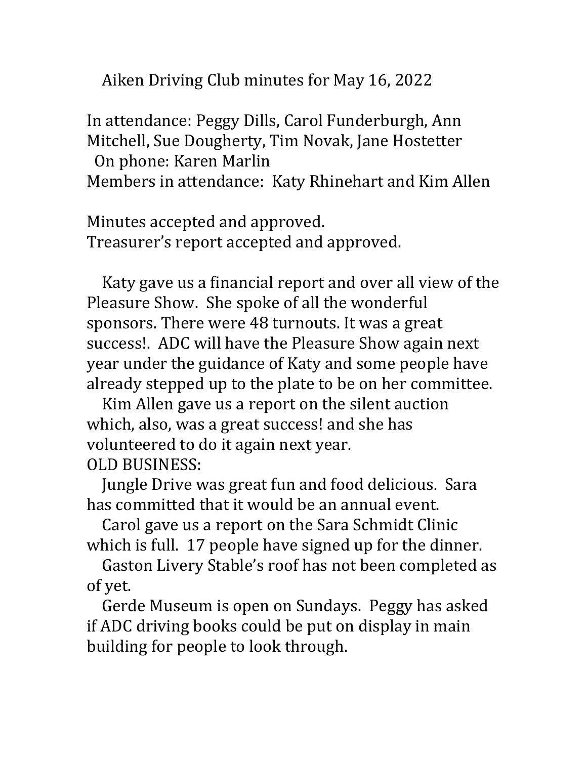# Aiken Driving Club minutes for May 16, 2022

In attendance: Peggy Dills, Carol Funderburgh, Ann Mitchell, Sue Dougherty, Tim Novak, Jane Hostetter
On phone: Karen Marlin
Members in attendance: Katy Rhinehart and Kim Allen

Minutes accepted and approved.
Treasurer's report accepted and approved.

Katy gave us a financial report and over all view of the Pleasure Show. She spoke of all the wonderful sponsors. There were 48 turnouts. It was a great success!. ADC will have the Pleasure Show again next year under the guidance of Katy and some people have already stepped up to the plate to be on her committee.

Kim Allen gave us a report on the silent auction which, also, was a great success! and she has volunteered to do it again next year.

OLD BUSINESS:

Jungle Drive was great fun and food delicious. Sara has committed that it would be an annual event.

Carol gave us a report on the Sara Schmidt Clinic which is full. 17 people have signed up for the dinner.

Gaston Livery Stable's roof has not been completed as of yet.

Gerde Museum is open on Sundays. Peggy has asked if ADC driving books could be put on display in main building for people to look through.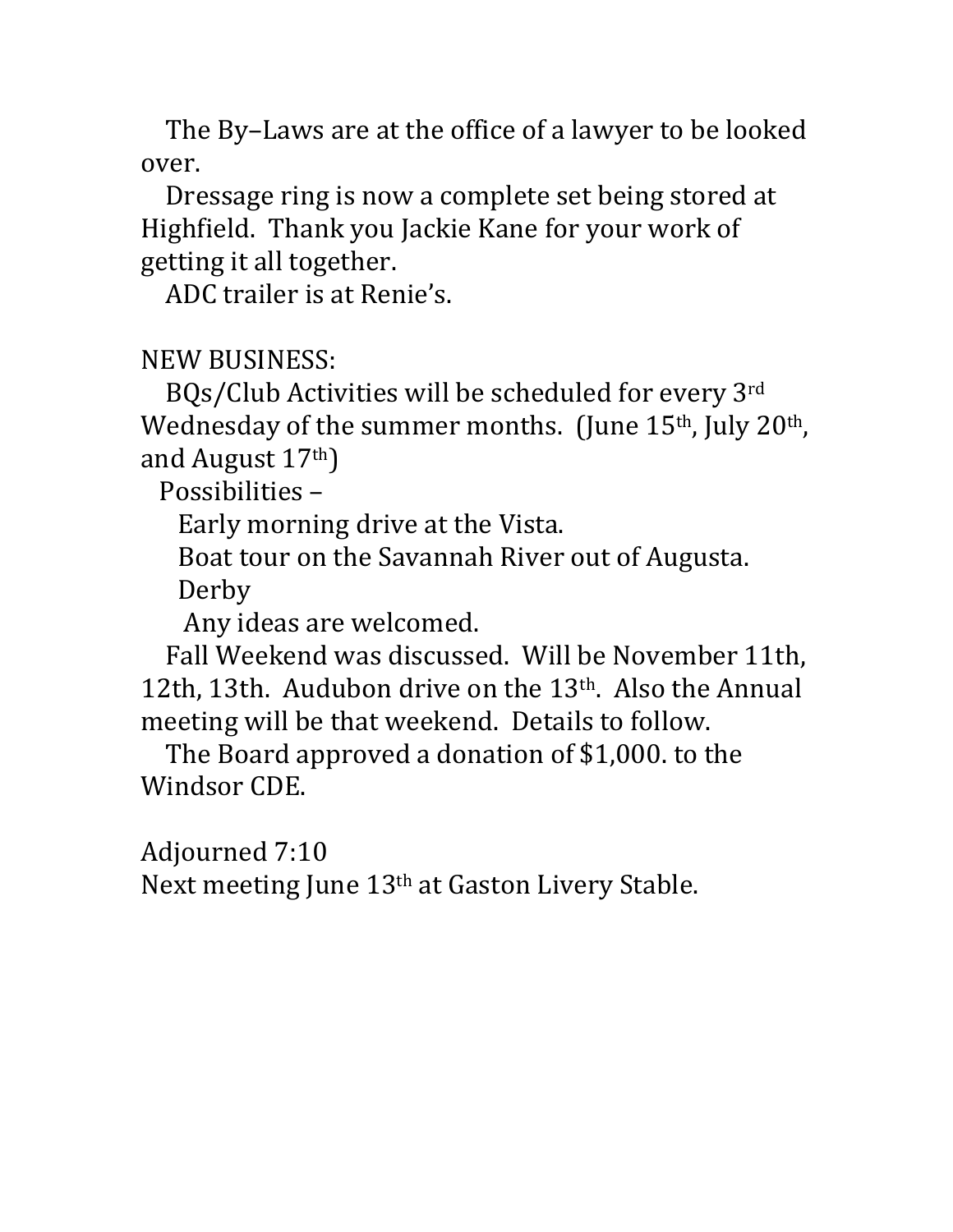The By–Laws are at the office of a lawyer to be looked over.

Dressage ring is now a complete set being stored at Highfield. Thank you Jackie Kane for your work of getting it all together.

ADC trailer is at Renie's.

NEW BUSINESS:

BQs/Club Activities will be scheduled for every 3rd Wednesday of the summer months. (June 15th, July 20th, and August 17th)

Possibilities –

- Early morning drive at the Vista.
- Boat tour on the Savannah River out of Augusta.
- Derby
- Any ideas are welcomed.

Fall Weekend was discussed. Will be November 11th, 12th, 13th. Audubon drive on the 13th. Also the Annual meeting will be that weekend. Details to follow.

The Board approved a donation of $1,000. to the Windsor CDE.

Adjourned 7:10

Next meeting June 13th at Gaston Livery Stable.